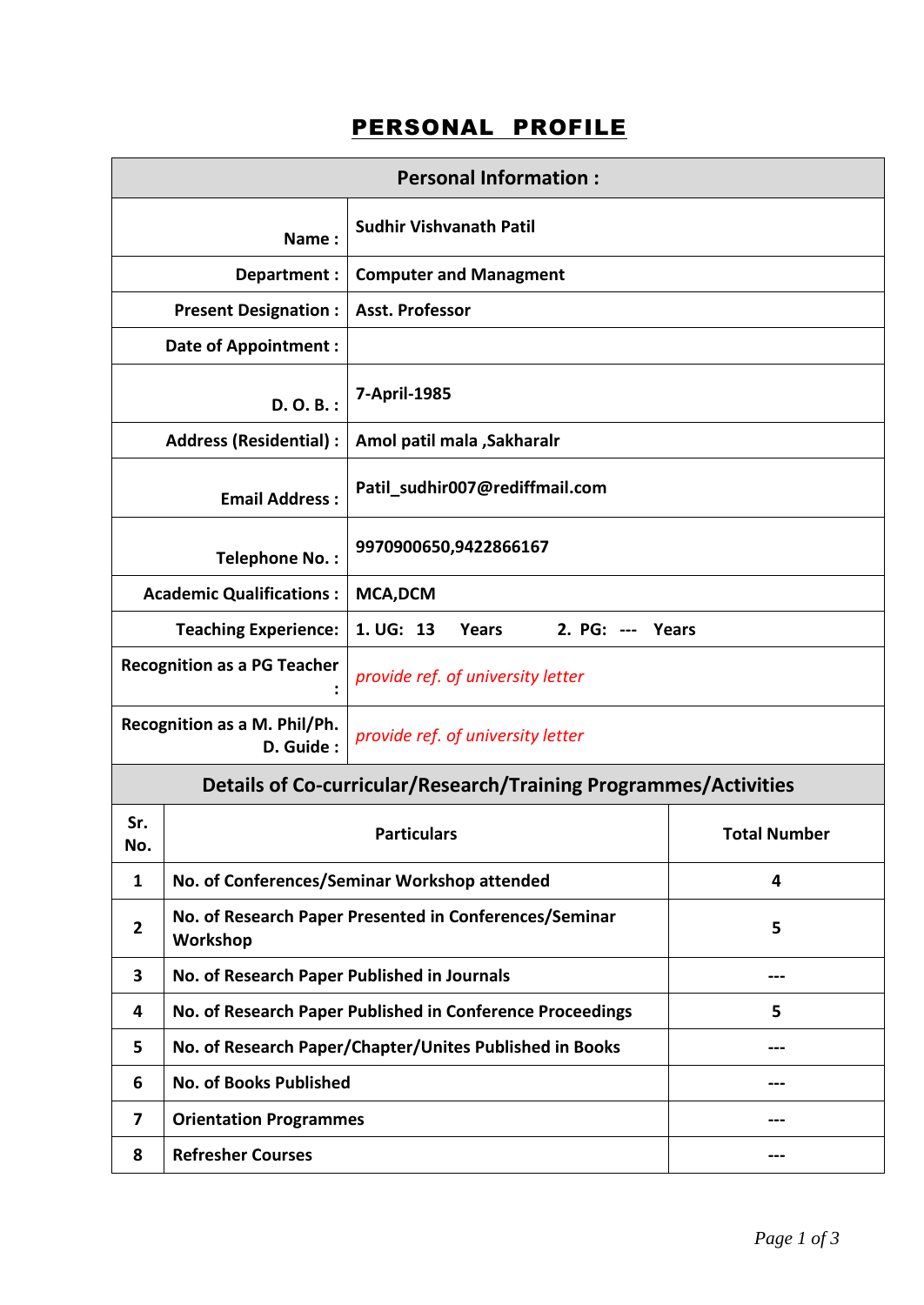# PERSONAL PROFILE

| Personal Information : | |
|---|---|
| Name : | Sudhir Vishvanath Patil |
| Department : | Computer and Managment |
| Present Designation : | Asst. Professor |
| Date of Appointment : | |
| D. O. B. : | 7-April-1985 |
| Address (Residential) : | Amol patil mala ,Sakharalr |
| Email Address : | Patil_sudhir007@rediffmail.com |
| Telephone No. : | 9970900650,9422866167 |
| Academic Qualifications : | MCA,DCM |
| Teaching Experience: | 1. UG: 13 Years 2. PG: --- Years |
| Recognition as a PG Teacher : | *provide ref. of university letter* |
| Recognition as a M. Phil/Ph. D. Guide : | *provide ref. of university letter* |

## Details of Co-curricular/Research/Training Programmes/Activities

| Sr. No. | Particulars | Total Number |
|---|---|---|
| 1 | No. of Conferences/Seminar Workshop attended | 4 |
| 2 | No. of Research Paper Presented in Conferences/Seminar Workshop | 5 |
| 3 | No. of Research Paper Published in Journals | --- |
| 4 | No. of Research Paper Published in Conference Proceedings | 5 |
| 5 | No. of Research Paper/Chapter/Unites Published in Books | --- |
| 6 | No. of Books Published | --- |
| 7 | Orientation Programmes | --- |
| 8 | Refresher Courses | --- |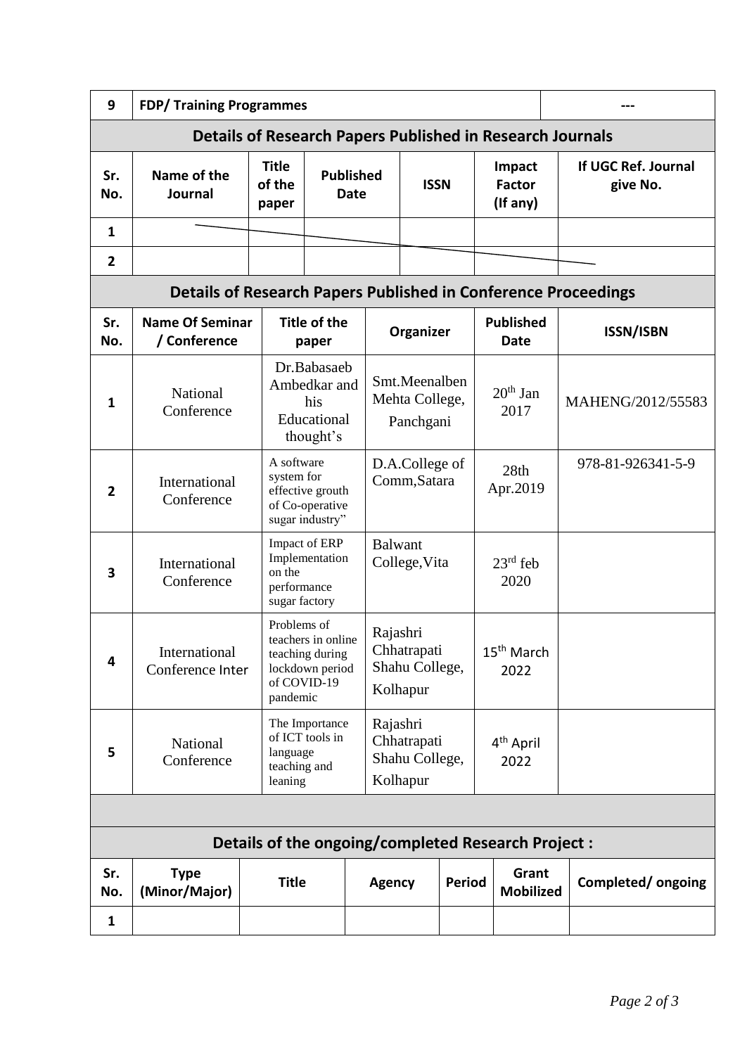| 9 | FDP/ Training Programmes | --- |
|---|---|---|

### Details of Research Papers Published in Research Journals

| Sr. No. | Name of the Journal | Title of the paper | Published Date | ISSN | Impact Factor (If any) | If UGC Ref. Journal give No. |
|---|---|---|---|---|---|---|
| 1 | | | | | | |
| 2 | | | | | | |

### Details of Research Papers Published in Conference Proceedings

| Sr. No. | Name Of Seminar / Conference | Title of the paper | Organizer | Published Date | ISSN/ISBN |
|---|---|---|---|---|---|
| 1 | National Conference | Dr.Babasaeb Ambedkar and his Educational thought's | Smt.Meenalben Mehta College, Panchgani | 20th Jan 2017 | MAHENG/2012/55583 |
| 2 | International Conference | A software system for effective grouth of Co-operative sugar industry" | D.A.College of Comm,Satara | 28th Apr.2019 | 978-81-926341-5-9 |
| 3 | International Conference | Impact of ERP Implementation on the performance sugar factory | Balwant College,Vita | 23rd feb 2020 | |
| 4 | International Conference Inter | Problems of teachers in online teaching during lockdown period of COVID-19 pandemic | Rajashri Chhatrapati Shahu College, Kolhapur | 15th March 2022 | |
| 5 | National Conference | The Importance of ICT tools in language teaching and leaning | Rajashri Chhatrapati Shahu College, Kolhapur | 4th April 2022 | |

### Details of the ongoing/completed Research Project :

| Sr. No. | Type (Minor/Major) | Title | Agency | Period | Grant Mobilized | Completed/ ongoing |
|---|---|---|---|---|---|---|
| 1 | | | | | | |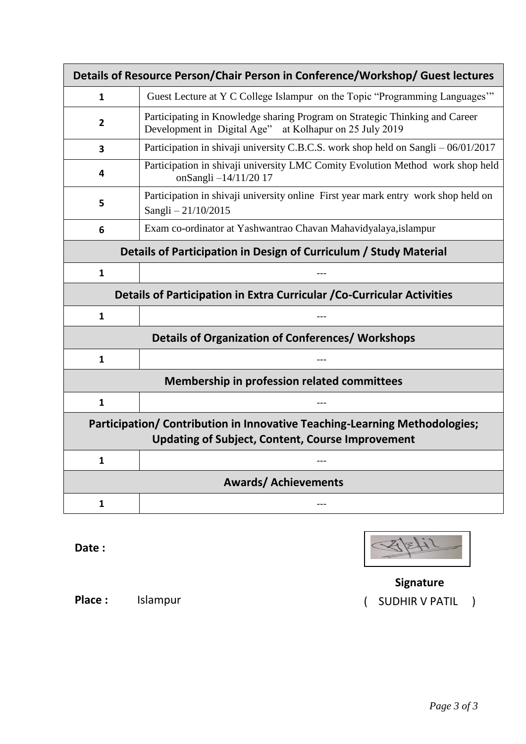| Details of Resource Person/Chair Person in Conference/Workshop/ Guest lectures | |
|---|---|
| 1 | Guest Lecture at Y C College Islampur on the Topic "Programming Languages'" |
| 2 | Participating in Knowledge sharing Program on Strategic Thinking and Career Development in Digital Age" at Kolhapur on 25 July 2019 |
| 3 | Participation in shivaji university C.B.C.S. work shop held on Sangli – 06/01/2017 |
| 4 | Participation in shivaji university LMC Comity Evolution Method work shop held onSangli –14/11/20 17 |
| 5 | Participation in shivaji university online First year mark entry work shop held on Sangli – 21/10/2015 |
| 6 | Exam co-ordinator at Yashwantrao Chavan Mahavidyalaya,islampur |

| Details of Participation in Design of Curriculum / Study Material | |
|---|---|
| 1 | --- |

| Details of Participation in Extra Curricular /Co-Curricular Activities | |
|---|---|
| 1 | --- |

| Details of Organization of Conferences/ Workshops | |
|---|---|
| 1 | --- |

| Membership in profession related committees | |
|---|---|
| 1 | --- |

| Participation/ Contribution in Innovative Teaching-Learning Methodologies; Updating of Subject, Content, Course Improvement | |
|---|---|
| 1 | --- |

| Awards/ Achievements | |
|---|---|
| 1 | --- |

**Date :**

**Place :** Islampur

**Signature**

( SUDHIR V PATIL )